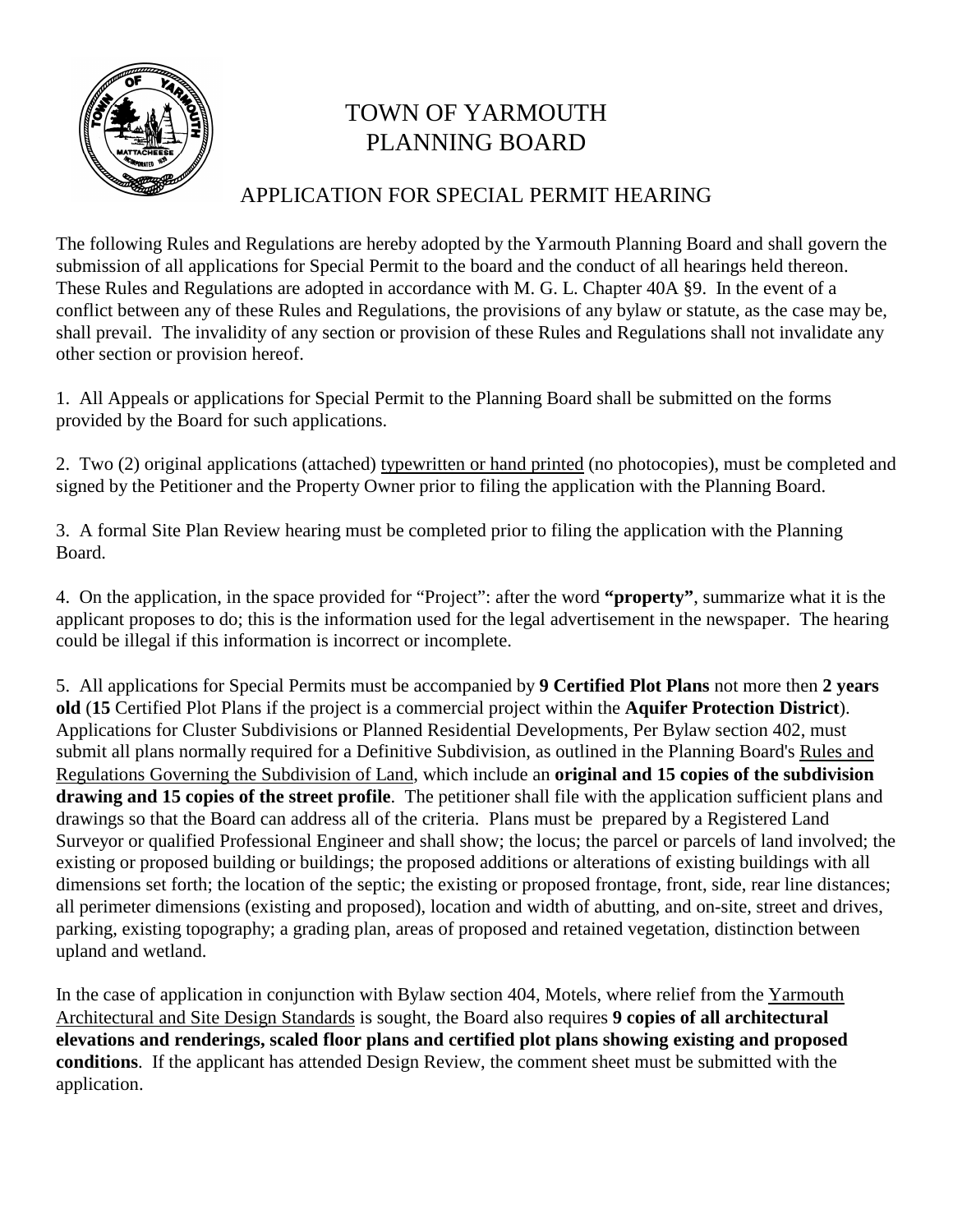# TOWN OF YARMOUTH
# PLANNING BOARD

## APPLICATION FOR SPECIAL PERMIT HEARING

The following Rules and Regulations are hereby adopted by the Yarmouth Planning Board and shall govern the submission of all applications for Special Permit to the board and the conduct of all hearings held thereon. These Rules and Regulations are adopted in accordance with M. G. L. Chapter 40A §9. In the event of a conflict between any of these Rules and Regulations, the provisions of any bylaw or statute, as the case may be, shall prevail. The invalidity of any section or provision of these Rules and Regulations shall not invalidate any other section or provision hereof.

1. All Appeals or applications for Special Permit to the Planning Board shall be submitted on the forms provided by the Board for such applications.

2. Two (2) original applications (attached) typewritten or hand printed (no photocopies), must be completed and signed by the Petitioner and the Property Owner prior to filing the application with the Planning Board.

3. A formal Site Plan Review hearing must be completed prior to filing the application with the Planning Board.

4. On the application, in the space provided for "Project": after the word **"property"**, summarize what it is the applicant proposes to do; this is the information used for the legal advertisement in the newspaper. The hearing could be illegal if this information is incorrect or incomplete.

5. All applications for Special Permits must be accompanied by **9 Certified Plot Plans** not more then **2 years old** (**15** Certified Plot Plans if the project is a commercial project within the **Aquifer Protection District**). Applications for Cluster Subdivisions or Planned Residential Developments, Per Bylaw section 402, must submit all plans normally required for a Definitive Subdivision, as outlined in the Planning Board's Rules and Regulations Governing the Subdivision of Land, which include an **original and 15 copies of the subdivision drawing and 15 copies of the street profile**. The petitioner shall file with the application sufficient plans and drawings so that the Board can address all of the criteria. Plans must be prepared by a Registered Land Surveyor or qualified Professional Engineer and shall show; the locus; the parcel or parcels of land involved; the existing or proposed building or buildings; the proposed additions or alterations of existing buildings with all dimensions set forth; the location of the septic; the existing or proposed frontage, front, side, rear line distances; all perimeter dimensions (existing and proposed), location and width of abutting, and on-site, street and drives, parking, existing topography; a grading plan, areas of proposed and retained vegetation, distinction between upland and wetland.

In the case of application in conjunction with Bylaw section 404, Motels, where relief from the Yarmouth Architectural and Site Design Standards is sought, the Board also requires **9 copies of all architectural elevations and renderings, scaled floor plans and certified plot plans showing existing and proposed conditions**. If the applicant has attended Design Review, the comment sheet must be submitted with the application.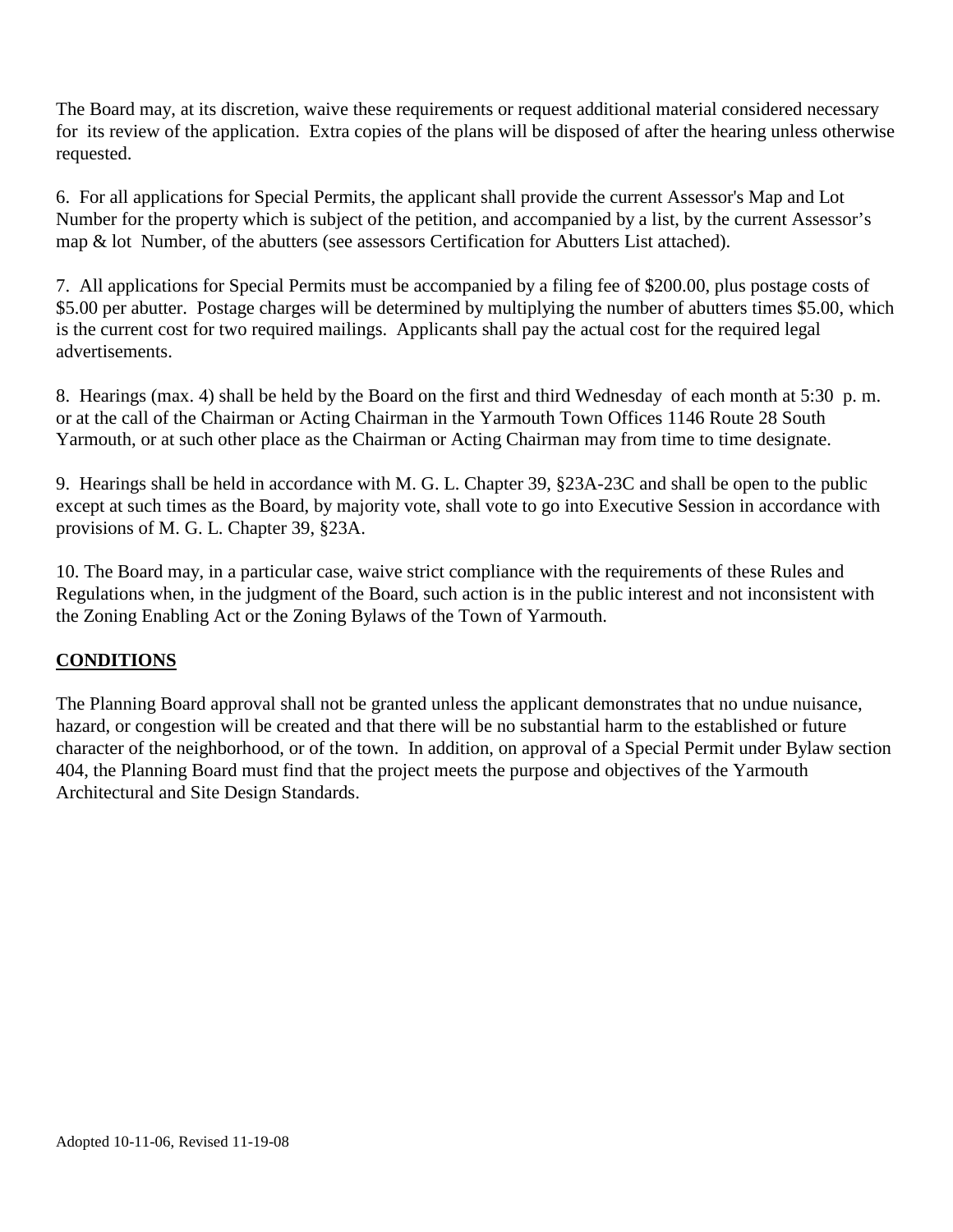The Board may, at its discretion, waive these requirements or request additional material considered necessary for its review of the application. Extra copies of the plans will be disposed of after the hearing unless otherwise requested.

6. For all applications for Special Permits, the applicant shall provide the current Assessor's Map and Lot Number for the property which is subject of the petition, and accompanied by a list, by the current Assessor's map & lot Number, of the abutters (see assessors Certification for Abutters List attached).

7. All applications for Special Permits must be accompanied by a filing fee of $200.00, plus postage costs of $5.00 per abutter. Postage charges will be determined by multiplying the number of abutters times $5.00, which is the current cost for two required mailings. Applicants shall pay the actual cost for the required legal advertisements.

8. Hearings (max. 4) shall be held by the Board on the first and third Wednesday of each month at 5:30 p. m. or at the call of the Chairman or Acting Chairman in the Yarmouth Town Offices 1146 Route 28 South Yarmouth, or at such other place as the Chairman or Acting Chairman may from time to time designate.

9. Hearings shall be held in accordance with M. G. L. Chapter 39, §23A-23C and shall be open to the public except at such times as the Board, by majority vote, shall vote to go into Executive Session in accordance with provisions of M. G. L. Chapter 39, §23A.

10. The Board may, in a particular case, waive strict compliance with the requirements of these Rules and Regulations when, in the judgment of the Board, such action is in the public interest and not inconsistent with the Zoning Enabling Act or the Zoning Bylaws of the Town of Yarmouth.

## CONDITIONS

The Planning Board approval shall not be granted unless the applicant demonstrates that no undue nuisance, hazard, or congestion will be created and that there will be no substantial harm to the established or future character of the neighborhood, or of the town. In addition, on approval of a Special Permit under Bylaw section 404, the Planning Board must find that the project meets the purpose and objectives of the Yarmouth Architectural and Site Design Standards.

Adopted 10-11-06, Revised 11-19-08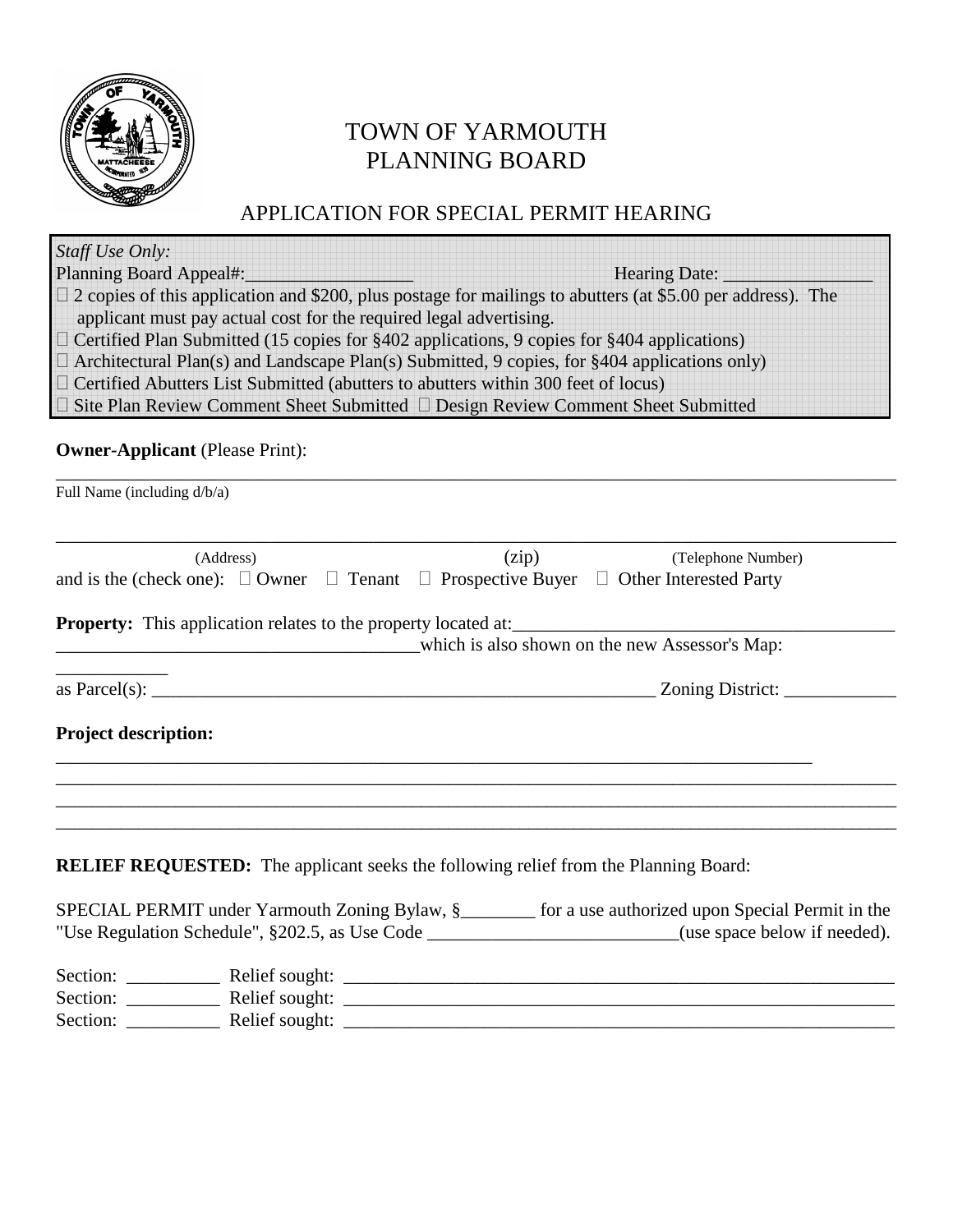# TOWN OF YARMOUTH
# PLANNING BOARD

## APPLICATION FOR SPECIAL PERMIT HEARING

*Staff Use Only:*
Planning Board Appeal#:__________________ Hearing Date: ________________
☐ 2 copies of this application and $200, plus postage for mailings to abutters (at $5.00 per address). The applicant must pay actual cost for the required legal advertising.
☐ Certified Plan Submitted (15 copies for §402 applications, 9 copies for §404 applications)
☐ Architectural Plan(s) and Landscape Plan(s) Submitted, 9 copies, for §404 applications only)
☐ Certified Abutters List Submitted (abutters to abutters within 300 feet of locus)
☐ Site Plan Review Comment Sheet Submitted ☐ Design Review Comment Sheet Submitted

**Owner-Applicant** (Please Print):

______________________________________________________________________________
Full Name (including d/b/a)

______________________________________________________________________________
(Address) (zip) (Telephone Number)

and is the (check one): ☐ Owner ☐ Tenant ☐ Prospective Buyer ☐ Other Interested Party

**Property:** This application relates to the property located at:__________________________________________
_______________________________________which is also shown on the new Assessor's Map: ____________
as Parcel(s): _______________________________________________________ Zoning District: ____________

**Project description:**

______________________________________________________________________________
______________________________________________________________________________
______________________________________________________________________________
______________________________________________________________________________

**RELIEF REQUESTED:** The applicant seeks the following relief from the Planning Board:

SPECIAL PERMIT under Yarmouth Zoning Bylaw, §________ for a use authorized upon Special Permit in the "Use Regulation Schedule", §202.5, as Use Code __________________________(use space below if needed).

Section: __________ Relief sought: ______________________________________________________________
Section: __________ Relief sought: ______________________________________________________________
Section: __________ Relief sought: ______________________________________________________________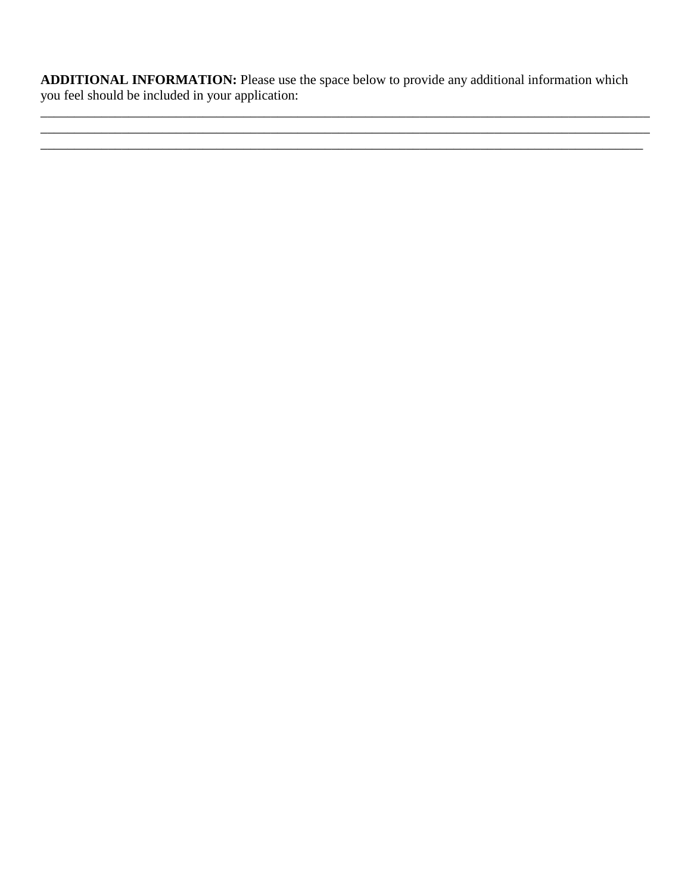**ADDITIONAL INFORMATION:** Please use the space below to provide any additional information which you feel should be included in your application:

___________________________________________________________________________________________

___________________________________________________________________________________________

__________________________________________________________________________________________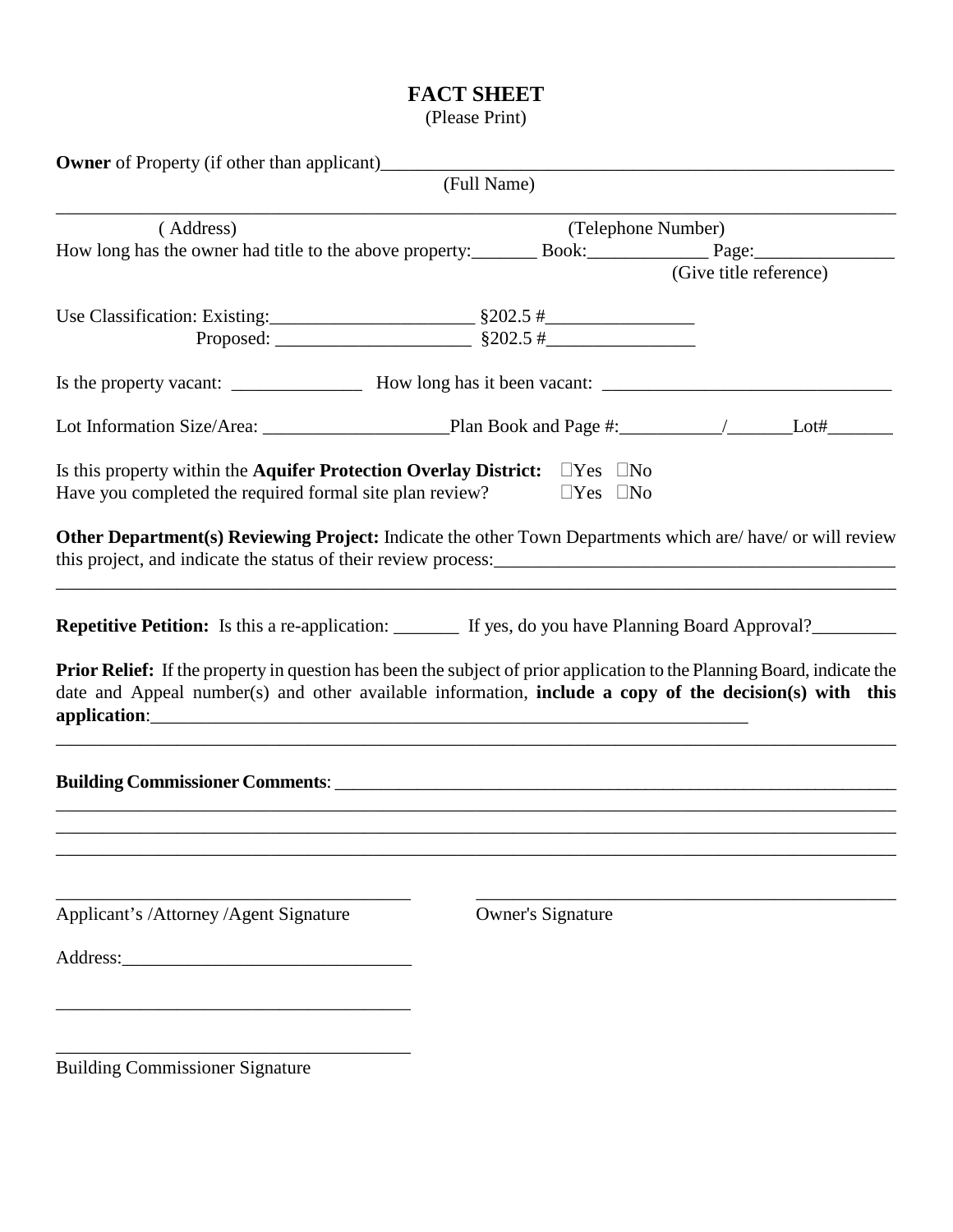# FACT SHEET

(Please Print)

**Owner** of Property (if other than applicant)_______________________________________________________

(Full Name)

_____________________________________________________________________________

( Address) (Telephone Number)

How long has the owner had title to the above property:_______ Book:_____________ Page:_______________

(Give title reference)

Use Classification: Existing:______________________ §202.5 #________________

Proposed: ______________________ §202.5 #________________

Is the property vacant: ______________ How long has it been vacant: _______________________________

Lot Information Size/Area: ____________________Plan Book and Page #:___________/_______Lot#_______

Is this property within the **Aquifer Protection Overlay District:** ☐Yes ☐No

Have you completed the required formal site plan review? ☐Yes ☐No

**Other Department(s) Reviewing Project:** Indicate the other Town Departments which are/ have/ or will review this project, and indicate the status of their review process:____________________________________________

_____________________________________________________________________________

**Repetitive Petition:** Is this a re-application: _______ If yes, do you have Planning Board Approval?_________

**Prior Relief:** If the property in question has been the subject of prior application to the Planning Board, indicate the date and Appeal number(s) and other available information, **include a copy of the decision(s) with this application**:_____________________________________________________________________

_____________________________________________________________________________

**Building Commissioner Comments**: _____________________________________________________________

_____________________________________________________________________________

_____________________________________________________________________________

_____________________________________________________________________________

_______________________________________ _______________________________________________

Applicant's /Attorney /Agent Signature Owner's Signature

Address:_______________________________

_______________________________________

_______________________________________

Building Commissioner Signature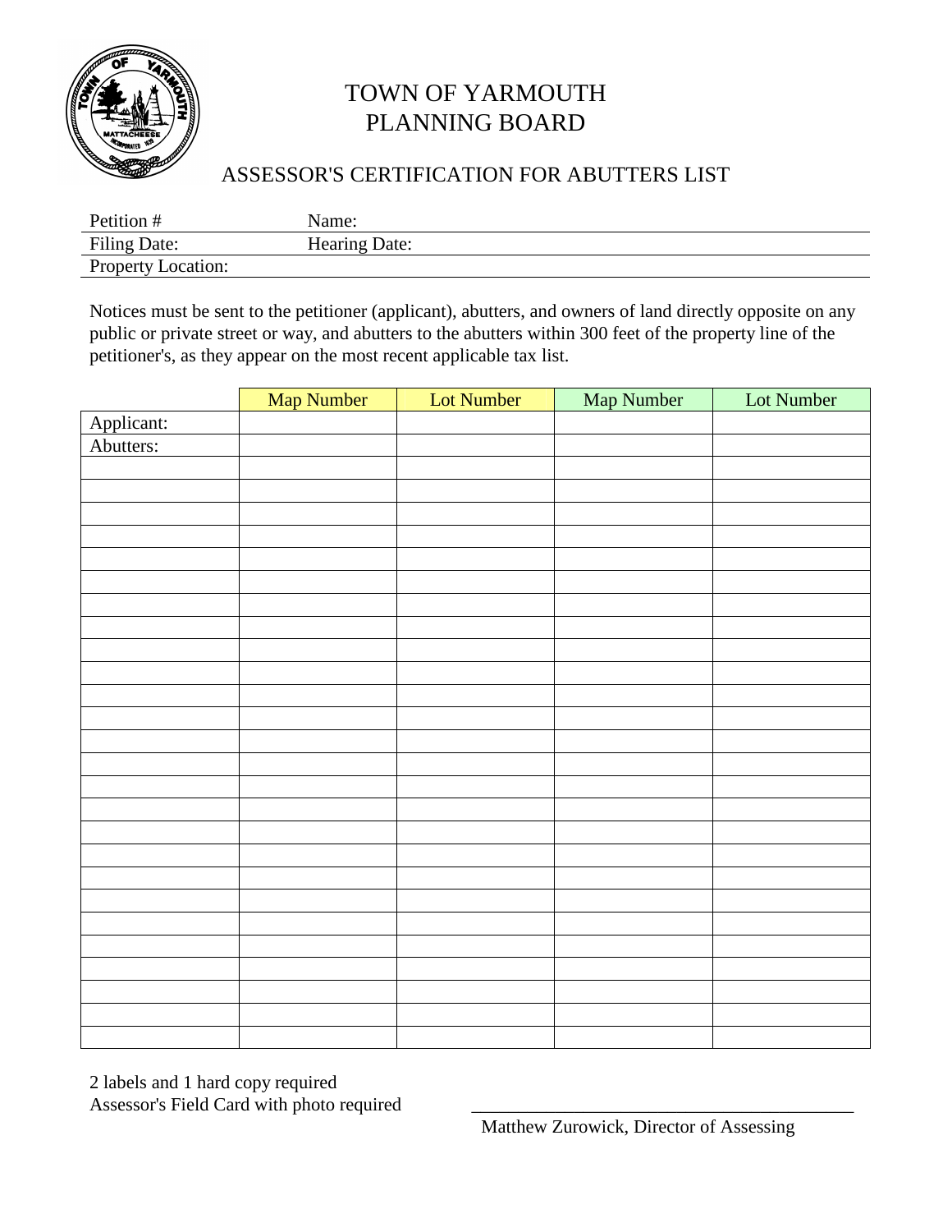# TOWN OF YARMOUTH
# PLANNING BOARD

## ASSESSOR'S CERTIFICATION FOR ABUTTERS LIST

| | |
|---|---|
| Petition # | Name: |
| Filing Date: | Hearing Date: |
| Property Location: | |

Notices must be sent to the petitioner (applicant), abutters, and owners of land directly opposite on any public or private street or way, and abutters to the abutters within 300 feet of the property line of the petitioner's, as they appear on the most recent applicable tax list.

| | Map Number | Lot Number | Map Number | Lot Number |
|---|---|---|---|---|
| Applicant: | | | | |
| Abutters: | | | | |
| | | | | |
| | | | | |
| | | | | |
| | | | | |
| | | | | |
| | | | | |
| | | | | |
| | | | | |
| | | | | |
| | | | | |
| | | | | |
| | | | | |
| | | | | |
| | | | | |
| | | | | |
| | | | | |
| | | | | |
| | | | | |
| | | | | |
| | | | | |
| | | | | |
| | | | | |
| | | | | |
| | | | | |
| | | | | |
| | | | | |

2 labels and 1 hard copy required
Assessor's Field Card with photo required

\_\_\_\_\_\_\_\_\_\_\_\_\_\_\_\_\_\_\_\_\_\_\_\_\_\_\_\_\_\_\_\_\_\_\_\_\_\_\_\_
Matthew Zurowick, Director of Assessing